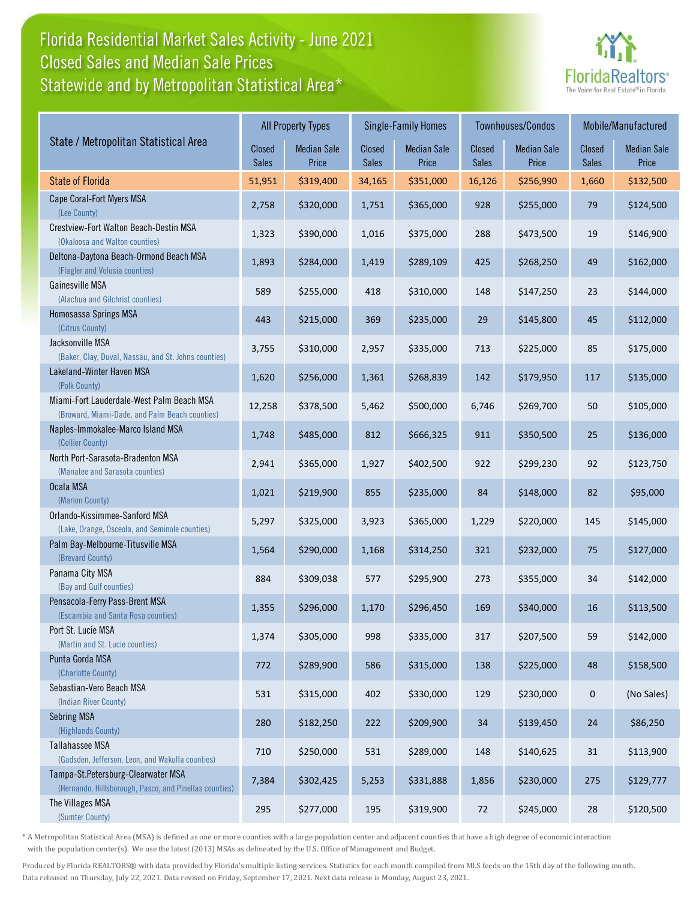# Florida Residential Market Sales Activity - June 2021
## Closed Sales and Median Sale Prices
## Statewide and by Metropolitan Statistical Area*

| State / Metropolitan Statistical Area | All Property Types | | Single-Family Homes | | Townhouses/Condos | | Mobile/Manufactured | |
|---|---|---|---|---|---|---|---|---|
| | Closed Sales | Median Sale Price | Closed Sales | Median Sale Price | Closed Sales | Median Sale Price | Closed Sales | Median Sale Price |
| State of Florida | 51,951 | $319,400 | 34,165 | $351,000 | 16,126 | $256,990 | 1,660 | $132,500 |
| Cape Coral-Fort Myers MSA (Lee County) | 2,758 | $320,000 | 1,751 | $365,000 | 928 | $255,000 | 79 | $124,500 |
| Crestview-Fort Walton Beach-Destin MSA (Okaloosa and Walton counties) | 1,323 | $390,000 | 1,016 | $375,000 | 288 | $473,500 | 19 | $146,900 |
| Deltona-Daytona Beach-Ormond Beach MSA (Flagler and Volusia counties) | 1,893 | $284,000 | 1,419 | $289,109 | 425 | $268,250 | 49 | $162,000 |
| Gainesville MSA (Alachua and Gilchrist counties) | 589 | $255,000 | 418 | $310,000 | 148 | $147,250 | 23 | $144,000 |
| Homosassa Springs MSA (Citrus County) | 443 | $215,000 | 369 | $235,000 | 29 | $145,800 | 45 | $112,000 |
| Jacksonville MSA (Baker, Clay, Duval, Nassau, and St. Johns counties) | 3,755 | $310,000 | 2,957 | $335,000 | 713 | $225,000 | 85 | $175,000 |
| Lakeland-Winter Haven MSA (Polk County) | 1,620 | $256,000 | 1,361 | $268,839 | 142 | $179,950 | 117 | $135,000 |
| Miami-Fort Lauderdale-West Palm Beach MSA (Broward, Miami-Dade, and Palm Beach counties) | 12,258 | $378,500 | 5,462 | $500,000 | 6,746 | $269,700 | 50 | $105,000 |
| Naples-Immokalee-Marco Island MSA (Collier County) | 1,748 | $485,000 | 812 | $666,325 | 911 | $350,500 | 25 | $136,000 |
| North Port-Sarasota-Bradenton MSA (Manatee and Sarasota counties) | 2,941 | $365,000 | 1,927 | $402,500 | 922 | $299,230 | 92 | $123,750 |
| Ocala MSA (Marion County) | 1,021 | $219,900 | 855 | $235,000 | 84 | $148,000 | 82 | $95,000 |
| Orlando-Kissimmee-Sanford MSA (Lake, Orange, Osceola, and Seminole counties) | 5,297 | $325,000 | 3,923 | $365,000 | 1,229 | $220,000 | 145 | $145,000 |
| Palm Bay-Melbourne-Titusville MSA (Brevard County) | 1,564 | $290,000 | 1,168 | $314,250 | 321 | $232,000 | 75 | $127,000 |
| Panama City MSA (Bay and Gulf counties) | 884 | $309,038 | 577 | $295,900 | 273 | $355,000 | 34 | $142,000 |
| Pensacola-Ferry Pass-Brent MSA (Escambia and Santa Rosa counties) | 1,355 | $296,000 | 1,170 | $296,450 | 169 | $340,000 | 16 | $113,500 |
| Port St. Lucie MSA (Martin and St. Lucie counties) | 1,374 | $305,000 | 998 | $335,000 | 317 | $207,500 | 59 | $142,000 |
| Punta Gorda MSA (Charlotte County) | 772 | $289,900 | 586 | $315,000 | 138 | $225,000 | 48 | $158,500 |
| Sebastian-Vero Beach MSA (Indian River County) | 531 | $315,000 | 402 | $330,000 | 129 | $230,000 | 0 | (No Sales) |
| Sebring MSA (Highlands County) | 280 | $182,250 | 222 | $209,900 | 34 | $139,450 | 24 | $86,250 |
| Tallahassee MSA (Gadsden, Jefferson, Leon, and Wakulla counties) | 710 | $250,000 | 531 | $289,000 | 148 | $140,625 | 31 | $113,900 |
| Tampa-St.Petersburg-Clearwater MSA (Hernando, Hillsborough, Pasco, and Pinellas counties) | 7,384 | $302,425 | 5,253 | $331,888 | 1,856 | $230,000 | 275 | $129,777 |
| The Villages MSA (Sumter County) | 295 | $277,000 | 195 | $319,900 | 72 | $245,000 | 28 | $120,500 |

* A Metropolitan Statistical Area (MSA) is defined as one or more counties with a large population center and adjacent counties that have a high degree of economic interaction with the population center(s). We use the latest (2013) MSAs as delineated by the U.S. Office of Management and Budget.

Produced by Florida REALTORS® with data provided by Florida's multiple listing services. Statistics for each month compiled from MLS feeds on the 15th day of the following month. Data released on Thursday, July 22, 2021. Data revised on Friday, September 17, 2021. Next data release is Monday, August 23, 2021.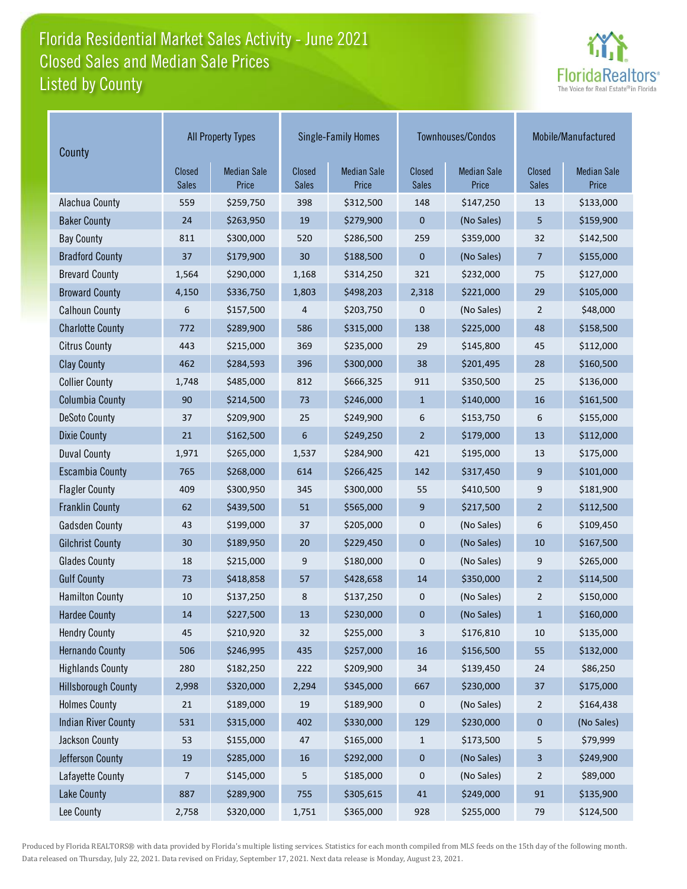# Florida Residential Market Sales Activity - June 2021
## Closed Sales and Median Sale Prices
## Listed by County

| County | All Property Types | | Single-Family Homes | | Townhouses/Condos | | Mobile/Manufactured | |
|---|---|---|---|---|---|---|---|---|
| | Closed Sales | Median Sale Price | Closed Sales | Median Sale Price | Closed Sales | Median Sale Price | Closed Sales | Median Sale Price |
| Alachua County | 559 | $259,750 | 398 | $312,500 | 148 | $147,250 | 13 | $133,000 |
| Baker County | 24 | $263,950 | 19 | $279,900 | 0 | (No Sales) | 5 | $159,900 |
| Bay County | 811 | $300,000 | 520 | $286,500 | 259 | $359,000 | 32 | $142,500 |
| Bradford County | 37 | $179,900 | 30 | $188,500 | 0 | (No Sales) | 7 | $155,000 |
| Brevard County | 1,564 | $290,000 | 1,168 | $314,250 | 321 | $232,000 | 75 | $127,000 |
| Broward County | 4,150 | $336,750 | 1,803 | $498,203 | 2,318 | $221,000 | 29 | $105,000 |
| Calhoun County | 6 | $157,500 | 4 | $203,750 | 0 | (No Sales) | 2 | $48,000 |
| Charlotte County | 772 | $289,900 | 586 | $315,000 | 138 | $225,000 | 48 | $158,500 |
| Citrus County | 443 | $215,000 | 369 | $235,000 | 29 | $145,800 | 45 | $112,000 |
| Clay County | 462 | $284,593 | 396 | $300,000 | 38 | $201,495 | 28 | $160,500 |
| Collier County | 1,748 | $485,000 | 812 | $666,325 | 911 | $350,500 | 25 | $136,000 |
| Columbia County | 90 | $214,500 | 73 | $246,000 | 1 | $140,000 | 16 | $161,500 |
| DeSoto County | 37 | $209,900 | 25 | $249,900 | 6 | $153,750 | 6 | $155,000 |
| Dixie County | 21 | $162,500 | 6 | $249,250 | 2 | $179,000 | 13 | $112,000 |
| Duval County | 1,971 | $265,000 | 1,537 | $284,900 | 421 | $195,000 | 13 | $175,000 |
| Escambia County | 765 | $268,000 | 614 | $266,425 | 142 | $317,450 | 9 | $101,000 |
| Flagler County | 409 | $300,950 | 345 | $300,000 | 55 | $410,500 | 9 | $181,900 |
| Franklin County | 62 | $439,500 | 51 | $565,000 | 9 | $217,500 | 2 | $112,500 |
| Gadsden County | 43 | $199,000 | 37 | $205,000 | 0 | (No Sales) | 6 | $109,450 |
| Gilchrist County | 30 | $189,950 | 20 | $229,450 | 0 | (No Sales) | 10 | $167,500 |
| Glades County | 18 | $215,000 | 9 | $180,000 | 0 | (No Sales) | 9 | $265,000 |
| Gulf County | 73 | $418,858 | 57 | $428,658 | 14 | $350,000 | 2 | $114,500 |
| Hamilton County | 10 | $137,250 | 8 | $137,250 | 0 | (No Sales) | 2 | $150,000 |
| Hardee County | 14 | $227,500 | 13 | $230,000 | 0 | (No Sales) | 1 | $160,000 |
| Hendry County | 45 | $210,920 | 32 | $255,000 | 3 | $176,810 | 10 | $135,000 |
| Hernando County | 506 | $246,995 | 435 | $257,000 | 16 | $156,500 | 55 | $132,000 |
| Highlands County | 280 | $182,250 | 222 | $209,900 | 34 | $139,450 | 24 | $86,250 |
| Hillsborough County | 2,998 | $320,000 | 2,294 | $345,000 | 667 | $230,000 | 37 | $175,000 |
| Holmes County | 21 | $189,000 | 19 | $189,900 | 0 | (No Sales) | 2 | $164,438 |
| Indian River County | 531 | $315,000 | 402 | $330,000 | 129 | $230,000 | 0 | (No Sales) |
| Jackson County | 53 | $155,000 | 47 | $165,000 | 1 | $173,500 | 5 | $79,999 |
| Jefferson County | 19 | $285,000 | 16 | $292,000 | 0 | (No Sales) | 3 | $249,900 |
| Lafayette County | 7 | $145,000 | 5 | $185,000 | 0 | (No Sales) | 2 | $89,000 |
| Lake County | 887 | $289,900 | 755 | $305,615 | 41 | $249,000 | 91 | $135,900 |
| Lee County | 2,758 | $320,000 | 1,751 | $365,000 | 928 | $255,000 | 79 | $124,500 |

Produced by Florida REALTORS® with data provided by Florida's multiple listing services. Statistics for each month compiled from MLS feeds on the 15th day of the following month. Data released on Thursday, July 22, 2021. Data revised on Friday, September 17, 2021. Next data release is Monday, August 23, 2021.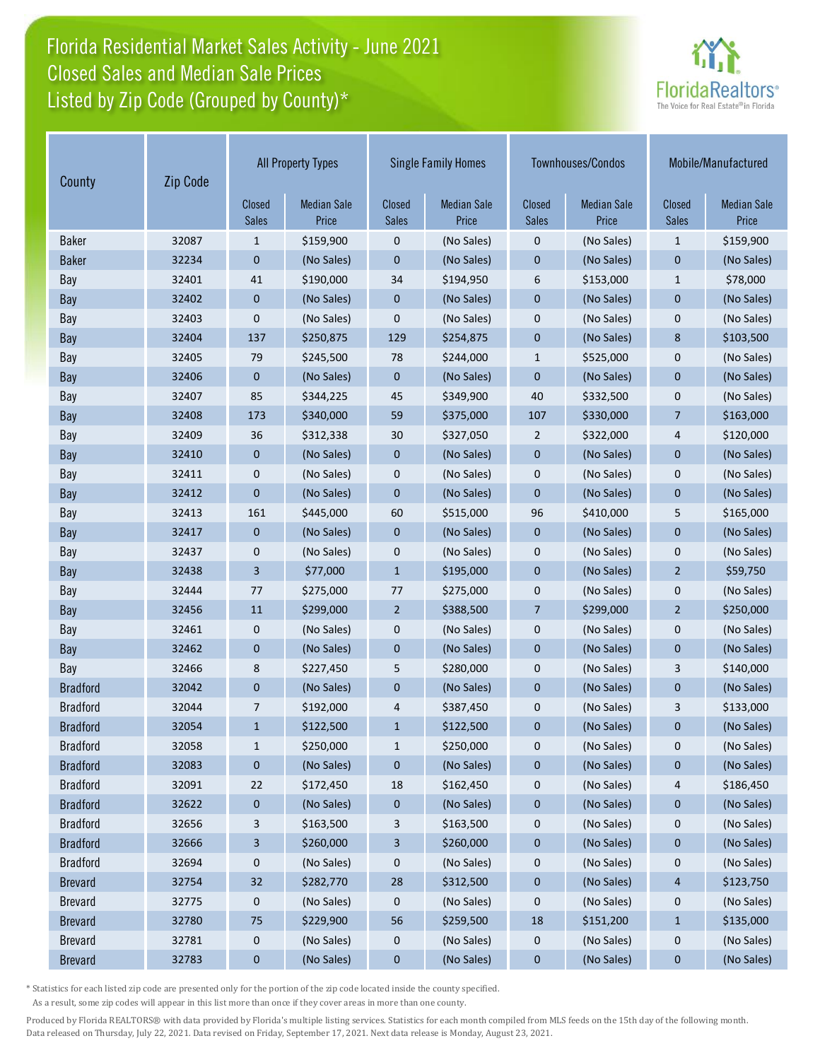# Florida Residential Market Sales Activity - June 2021
## Closed Sales and Median Sale Prices
## Listed by Zip Code (Grouped by County)*

| County | Zip Code | All Property Types | | Single Family Homes | | Townhouses/Condos | | Mobile/Manufactured | |
|---|---|---|---|---|---|---|---|---|---|
| | | Closed Sales | Median Sale Price | Closed Sales | Median Sale Price | Closed Sales | Median Sale Price | Closed Sales | Median Sale Price |
| Baker | 32087 | 1 | $159,900 | 0 | (No Sales) | 0 | (No Sales) | 1 | $159,900 |
| Baker | 32234 | 0 | (No Sales) | 0 | (No Sales) | 0 | (No Sales) | 0 | (No Sales) |
| Bay | 32401 | 41 | $190,000 | 34 | $194,950 | 6 | $153,000 | 1 | $78,000 |
| Bay | 32402 | 0 | (No Sales) | 0 | (No Sales) | 0 | (No Sales) | 0 | (No Sales) |
| Bay | 32403 | 0 | (No Sales) | 0 | (No Sales) | 0 | (No Sales) | 0 | (No Sales) |
| Bay | 32404 | 137 | $250,875 | 129 | $254,875 | 0 | (No Sales) | 8 | $103,500 |
| Bay | 32405 | 79 | $245,500 | 78 | $244,000 | 1 | $525,000 | 0 | (No Sales) |
| Bay | 32406 | 0 | (No Sales) | 0 | (No Sales) | 0 | (No Sales) | 0 | (No Sales) |
| Bay | 32407 | 85 | $344,225 | 45 | $349,900 | 40 | $332,500 | 0 | (No Sales) |
| Bay | 32408 | 173 | $340,000 | 59 | $375,000 | 107 | $330,000 | 7 | $163,000 |
| Bay | 32409 | 36 | $312,338 | 30 | $327,050 | 2 | $322,000 | 4 | $120,000 |
| Bay | 32410 | 0 | (No Sales) | 0 | (No Sales) | 0 | (No Sales) | 0 | (No Sales) |
| Bay | 32411 | 0 | (No Sales) | 0 | (No Sales) | 0 | (No Sales) | 0 | (No Sales) |
| Bay | 32412 | 0 | (No Sales) | 0 | (No Sales) | 0 | (No Sales) | 0 | (No Sales) |
| Bay | 32413 | 161 | $445,000 | 60 | $515,000 | 96 | $410,000 | 5 | $165,000 |
| Bay | 32417 | 0 | (No Sales) | 0 | (No Sales) | 0 | (No Sales) | 0 | (No Sales) |
| Bay | 32437 | 0 | (No Sales) | 0 | (No Sales) | 0 | (No Sales) | 0 | (No Sales) |
| Bay | 32438 | 3 | $77,000 | 1 | $195,000 | 0 | (No Sales) | 2 | $59,750 |
| Bay | 32444 | 77 | $275,000 | 77 | $275,000 | 0 | (No Sales) | 0 | (No Sales) |
| Bay | 32456 | 11 | $299,000 | 2 | $388,500 | 7 | $299,000 | 2 | $250,000 |
| Bay | 32461 | 0 | (No Sales) | 0 | (No Sales) | 0 | (No Sales) | 0 | (No Sales) |
| Bay | 32462 | 0 | (No Sales) | 0 | (No Sales) | 0 | (No Sales) | 0 | (No Sales) |
| Bay | 32466 | 8 | $227,450 | 5 | $280,000 | 0 | (No Sales) | 3 | $140,000 |
| Bradford | 32042 | 0 | (No Sales) | 0 | (No Sales) | 0 | (No Sales) | 0 | (No Sales) |
| Bradford | 32044 | 7 | $192,000 | 4 | $387,450 | 0 | (No Sales) | 3 | $133,000 |
| Bradford | 32054 | 1 | $122,500 | 1 | $122,500 | 0 | (No Sales) | 0 | (No Sales) |
| Bradford | 32058 | 1 | $250,000 | 1 | $250,000 | 0 | (No Sales) | 0 | (No Sales) |
| Bradford | 32083 | 0 | (No Sales) | 0 | (No Sales) | 0 | (No Sales) | 0 | (No Sales) |
| Bradford | 32091 | 22 | $172,450 | 18 | $162,450 | 0 | (No Sales) | 4 | $186,450 |
| Bradford | 32622 | 0 | (No Sales) | 0 | (No Sales) | 0 | (No Sales) | 0 | (No Sales) |
| Bradford | 32656 | 3 | $163,500 | 3 | $163,500 | 0 | (No Sales) | 0 | (No Sales) |
| Bradford | 32666 | 3 | $260,000 | 3 | $260,000 | 0 | (No Sales) | 0 | (No Sales) |
| Bradford | 32694 | 0 | (No Sales) | 0 | (No Sales) | 0 | (No Sales) | 0 | (No Sales) |
| Brevard | 32754 | 32 | $282,770 | 28 | $312,500 | 0 | (No Sales) | 4 | $123,750 |
| Brevard | 32775 | 0 | (No Sales) | 0 | (No Sales) | 0 | (No Sales) | 0 | (No Sales) |
| Brevard | 32780 | 75 | $229,900 | 56 | $259,500 | 18 | $151,200 | 1 | $135,000 |
| Brevard | 32781 | 0 | (No Sales) | 0 | (No Sales) | 0 | (No Sales) | 0 | (No Sales) |
| Brevard | 32783 | 0 | (No Sales) | 0 | (No Sales) | 0 | (No Sales) | 0 | (No Sales) |

\* Statistics for each listed zip code are presented only for the portion of the zip code located inside the county specified.
As a result, some zip codes will appear in this list more than once if they cover areas in more than one county.

Produced by Florida REALTORS® with data provided by Florida's multiple listing services. Statistics for each month compiled from MLS feeds on the 15th day of the following month.
Data released on Thursday, July 22, 2021. Data revised on Friday, September 17, 2021. Next data release is Monday, August 23, 2021.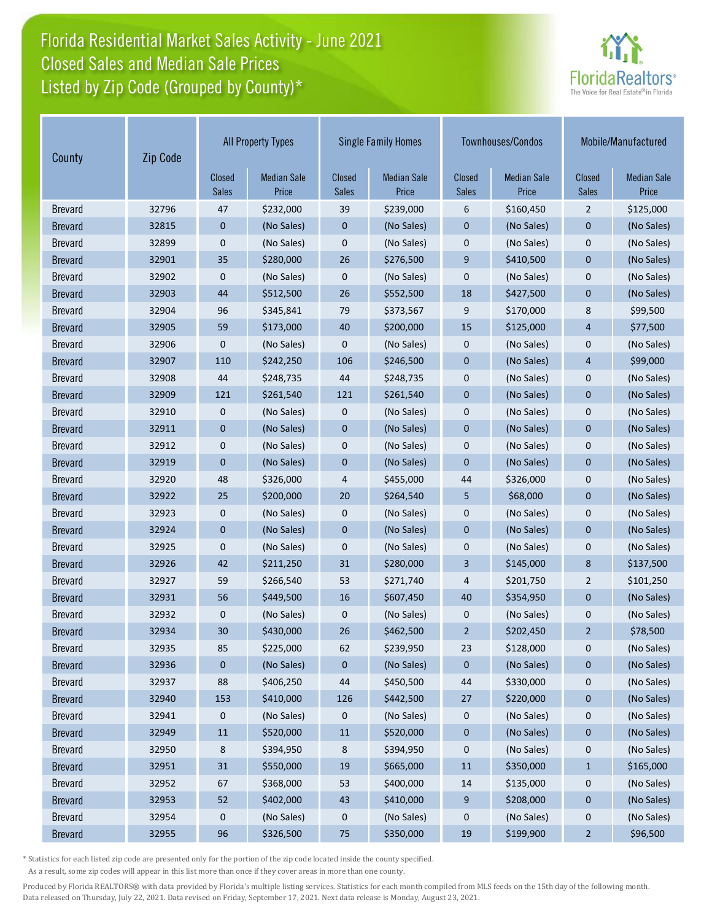# Florida Residential Market Sales Activity - June 2021
## Closed Sales and Median Sale Prices
## Listed by Zip Code (Grouped by County)*

| County | Zip Code | All Property Types | | Single Family Homes | | Townhouses/Condos | | Mobile/Manufactured | |
|---|---|---|---|---|---|---|---|---|---|
| | | Closed Sales | Median Sale Price | Closed Sales | Median Sale Price | Closed Sales | Median Sale Price | Closed Sales | Median Sale Price |
| Brevard | 32796 | 47 | $232,000 | 39 | $239,000 | 6 | $160,450 | 2 | $125,000 |
| Brevard | 32815 | 0 | (No Sales) | 0 | (No Sales) | 0 | (No Sales) | 0 | (No Sales) |
| Brevard | 32899 | 0 | (No Sales) | 0 | (No Sales) | 0 | (No Sales) | 0 | (No Sales) |
| Brevard | 32901 | 35 | $280,000 | 26 | $276,500 | 9 | $410,500 | 0 | (No Sales) |
| Brevard | 32902 | 0 | (No Sales) | 0 | (No Sales) | 0 | (No Sales) | 0 | (No Sales) |
| Brevard | 32903 | 44 | $512,500 | 26 | $552,500 | 18 | $427,500 | 0 | (No Sales) |
| Brevard | 32904 | 96 | $345,841 | 79 | $373,567 | 9 | $170,000 | 8 | $99,500 |
| Brevard | 32905 | 59 | $173,000 | 40 | $200,000 | 15 | $125,000 | 4 | $77,500 |
| Brevard | 32906 | 0 | (No Sales) | 0 | (No Sales) | 0 | (No Sales) | 0 | (No Sales) |
| Brevard | 32907 | 110 | $242,250 | 106 | $246,500 | 0 | (No Sales) | 4 | $99,000 |
| Brevard | 32908 | 44 | $248,735 | 44 | $248,735 | 0 | (No Sales) | 0 | (No Sales) |
| Brevard | 32909 | 121 | $261,540 | 121 | $261,540 | 0 | (No Sales) | 0 | (No Sales) |
| Brevard | 32910 | 0 | (No Sales) | 0 | (No Sales) | 0 | (No Sales) | 0 | (No Sales) |
| Brevard | 32911 | 0 | (No Sales) | 0 | (No Sales) | 0 | (No Sales) | 0 | (No Sales) |
| Brevard | 32912 | 0 | (No Sales) | 0 | (No Sales) | 0 | (No Sales) | 0 | (No Sales) |
| Brevard | 32919 | 0 | (No Sales) | 0 | (No Sales) | 0 | (No Sales) | 0 | (No Sales) |
| Brevard | 32920 | 48 | $326,000 | 4 | $455,000 | 44 | $326,000 | 0 | (No Sales) |
| Brevard | 32922 | 25 | $200,000 | 20 | $264,540 | 5 | $68,000 | 0 | (No Sales) |
| Brevard | 32923 | 0 | (No Sales) | 0 | (No Sales) | 0 | (No Sales) | 0 | (No Sales) |
| Brevard | 32924 | 0 | (No Sales) | 0 | (No Sales) | 0 | (No Sales) | 0 | (No Sales) |
| Brevard | 32925 | 0 | (No Sales) | 0 | (No Sales) | 0 | (No Sales) | 0 | (No Sales) |
| Brevard | 32926 | 42 | $211,250 | 31 | $280,000 | 3 | $145,000 | 8 | $137,500 |
| Brevard | 32927 | 59 | $266,540 | 53 | $271,740 | 4 | $201,750 | 2 | $101,250 |
| Brevard | 32931 | 56 | $449,500 | 16 | $607,450 | 40 | $354,950 | 0 | (No Sales) |
| Brevard | 32932 | 0 | (No Sales) | 0 | (No Sales) | 0 | (No Sales) | 0 | (No Sales) |
| Brevard | 32934 | 30 | $430,000 | 26 | $462,500 | 2 | $202,450 | 2 | $78,500 |
| Brevard | 32935 | 85 | $225,000 | 62 | $239,950 | 23 | $128,000 | 0 | (No Sales) |
| Brevard | 32936 | 0 | (No Sales) | 0 | (No Sales) | 0 | (No Sales) | 0 | (No Sales) |
| Brevard | 32937 | 88 | $406,250 | 44 | $450,500 | 44 | $330,000 | 0 | (No Sales) |
| Brevard | 32940 | 153 | $410,000 | 126 | $442,500 | 27 | $220,000 | 0 | (No Sales) |
| Brevard | 32941 | 0 | (No Sales) | 0 | (No Sales) | 0 | (No Sales) | 0 | (No Sales) |
| Brevard | 32949 | 11 | $520,000 | 11 | $520,000 | 0 | (No Sales) | 0 | (No Sales) |
| Brevard | 32950 | 8 | $394,950 | 8 | $394,950 | 0 | (No Sales) | 0 | (No Sales) |
| Brevard | 32951 | 31 | $550,000 | 19 | $665,000 | 11 | $350,000 | 1 | $165,000 |
| Brevard | 32952 | 67 | $368,000 | 53 | $400,000 | 14 | $135,000 | 0 | (No Sales) |
| Brevard | 32953 | 52 | $402,000 | 43 | $410,000 | 9 | $208,000 | 0 | (No Sales) |
| Brevard | 32954 | 0 | (No Sales) | 0 | (No Sales) | 0 | (No Sales) | 0 | (No Sales) |
| Brevard | 32955 | 96 | $326,500 | 75 | $350,000 | 19 | $199,900 | 2 | $96,500 |

* Statistics for each listed zip code are presented only for the portion of the zip code located inside the county specified. As a result, some zip codes will appear in this list more than once if they cover areas in more than one county.

Produced by Florida REALTORS® with data provided by Florida's multiple listing services. Statistics for each month compiled from MLS feeds on the 15th day of the following month. Data released on Thursday, July 22, 2021. Data revised on Friday, September 17, 2021. Next data release is Monday, August 23, 2021.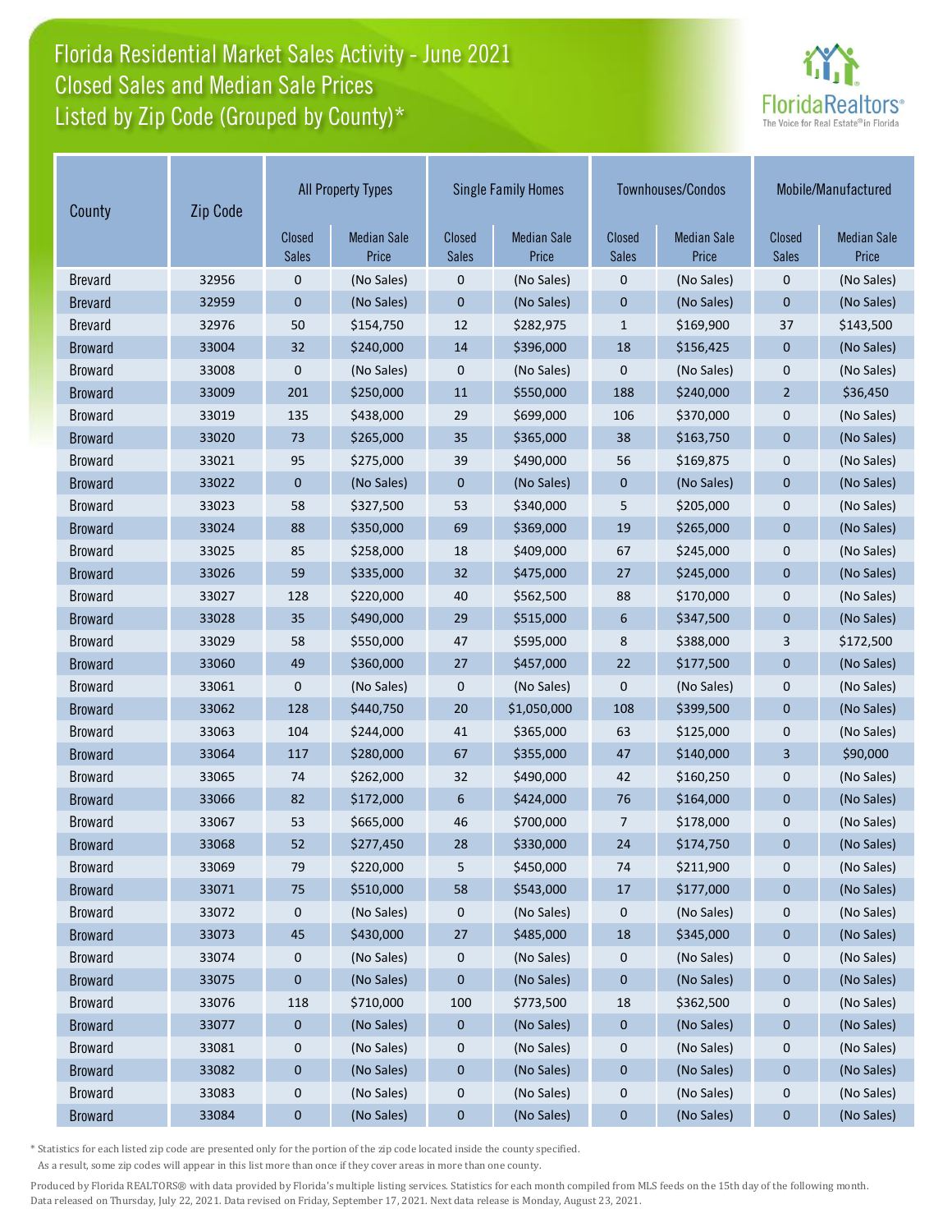# Florida Residential Market Sales Activity - June 2021
## Closed Sales and Median Sale Prices
## Listed by Zip Code (Grouped by County)*

| County | Zip Code | All Property Types | | Single Family Homes | | Townhouses/Condos | | Mobile/Manufactured | |
|---|---|---|---|---|---|---|---|---|---|
| | | Closed Sales | Median Sale Price | Closed Sales | Median Sale Price | Closed Sales | Median Sale Price | Closed Sales | Median Sale Price |
| Brevard | 32956 | 0 | (No Sales) | 0 | (No Sales) | 0 | (No Sales) | 0 | (No Sales) |
| Brevard | 32959 | 0 | (No Sales) | 0 | (No Sales) | 0 | (No Sales) | 0 | (No Sales) |
| Brevard | 32976 | 50 | $154,750 | 12 | $282,975 | 1 | $169,900 | 37 | $143,500 |
| Broward | 33004 | 32 | $240,000 | 14 | $396,000 | 18 | $156,425 | 0 | (No Sales) |
| Broward | 33008 | 0 | (No Sales) | 0 | (No Sales) | 0 | (No Sales) | 0 | (No Sales) |
| Broward | 33009 | 201 | $250,000 | 11 | $550,000 | 188 | $240,000 | 2 | $36,450 |
| Broward | 33019 | 135 | $438,000 | 29 | $699,000 | 106 | $370,000 | 0 | (No Sales) |
| Broward | 33020 | 73 | $265,000 | 35 | $365,000 | 38 | $163,750 | 0 | (No Sales) |
| Broward | 33021 | 95 | $275,000 | 39 | $490,000 | 56 | $169,875 | 0 | (No Sales) |
| Broward | 33022 | 0 | (No Sales) | 0 | (No Sales) | 0 | (No Sales) | 0 | (No Sales) |
| Broward | 33023 | 58 | $327,500 | 53 | $340,000 | 5 | $205,000 | 0 | (No Sales) |
| Broward | 33024 | 88 | $350,000 | 69 | $369,000 | 19 | $265,000 | 0 | (No Sales) |
| Broward | 33025 | 85 | $258,000 | 18 | $409,000 | 67 | $245,000 | 0 | (No Sales) |
| Broward | 33026 | 59 | $335,000 | 32 | $475,000 | 27 | $245,000 | 0 | (No Sales) |
| Broward | 33027 | 128 | $220,000 | 40 | $562,500 | 88 | $170,000 | 0 | (No Sales) |
| Broward | 33028 | 35 | $490,000 | 29 | $515,000 | 6 | $347,500 | 0 | (No Sales) |
| Broward | 33029 | 58 | $550,000 | 47 | $595,000 | 8 | $388,000 | 3 | $172,500 |
| Broward | 33060 | 49 | $360,000 | 27 | $457,000 | 22 | $177,500 | 0 | (No Sales) |
| Broward | 33061 | 0 | (No Sales) | 0 | (No Sales) | 0 | (No Sales) | 0 | (No Sales) |
| Broward | 33062 | 128 | $440,750 | 20 | $1,050,000 | 108 | $399,500 | 0 | (No Sales) |
| Broward | 33063 | 104 | $244,000 | 41 | $365,000 | 63 | $125,000 | 0 | (No Sales) |
| Broward | 33064 | 117 | $280,000 | 67 | $355,000 | 47 | $140,000 | 3 | $90,000 |
| Broward | 33065 | 74 | $262,000 | 32 | $490,000 | 42 | $160,250 | 0 | (No Sales) |
| Broward | 33066 | 82 | $172,000 | 6 | $424,000 | 76 | $164,000 | 0 | (No Sales) |
| Broward | 33067 | 53 | $665,000 | 46 | $700,000 | 7 | $178,000 | 0 | (No Sales) |
| Broward | 33068 | 52 | $277,450 | 28 | $330,000 | 24 | $174,750 | 0 | (No Sales) |
| Broward | 33069 | 79 | $220,000 | 5 | $450,000 | 74 | $211,900 | 0 | (No Sales) |
| Broward | 33071 | 75 | $510,000 | 58 | $543,000 | 17 | $177,000 | 0 | (No Sales) |
| Broward | 33072 | 0 | (No Sales) | 0 | (No Sales) | 0 | (No Sales) | 0 | (No Sales) |
| Broward | 33073 | 45 | $430,000 | 27 | $485,000 | 18 | $345,000 | 0 | (No Sales) |
| Broward | 33074 | 0 | (No Sales) | 0 | (No Sales) | 0 | (No Sales) | 0 | (No Sales) |
| Broward | 33075 | 0 | (No Sales) | 0 | (No Sales) | 0 | (No Sales) | 0 | (No Sales) |
| Broward | 33076 | 118 | $710,000 | 100 | $773,500 | 18 | $362,500 | 0 | (No Sales) |
| Broward | 33077 | 0 | (No Sales) | 0 | (No Sales) | 0 | (No Sales) | 0 | (No Sales) |
| Broward | 33081 | 0 | (No Sales) | 0 | (No Sales) | 0 | (No Sales) | 0 | (No Sales) |
| Broward | 33082 | 0 | (No Sales) | 0 | (No Sales) | 0 | (No Sales) | 0 | (No Sales) |
| Broward | 33083 | 0 | (No Sales) | 0 | (No Sales) | 0 | (No Sales) | 0 | (No Sales) |
| Broward | 33084 | 0 | (No Sales) | 0 | (No Sales) | 0 | (No Sales) | 0 | (No Sales) |

\* Statistics for each listed zip code are presented only for the portion of the zip code located inside the county specified.
As a result, some zip codes will appear in this list more than once if they cover areas in more than one county.

Produced by Florida REALTORS® with data provided by Florida's multiple listing services. Statistics for each month compiled from MLS feeds on the 15th day of the following month.
Data released on Thursday, July 22, 2021. Data revised on Friday, September 17, 2021. Next data release is Monday, August 23, 2021.